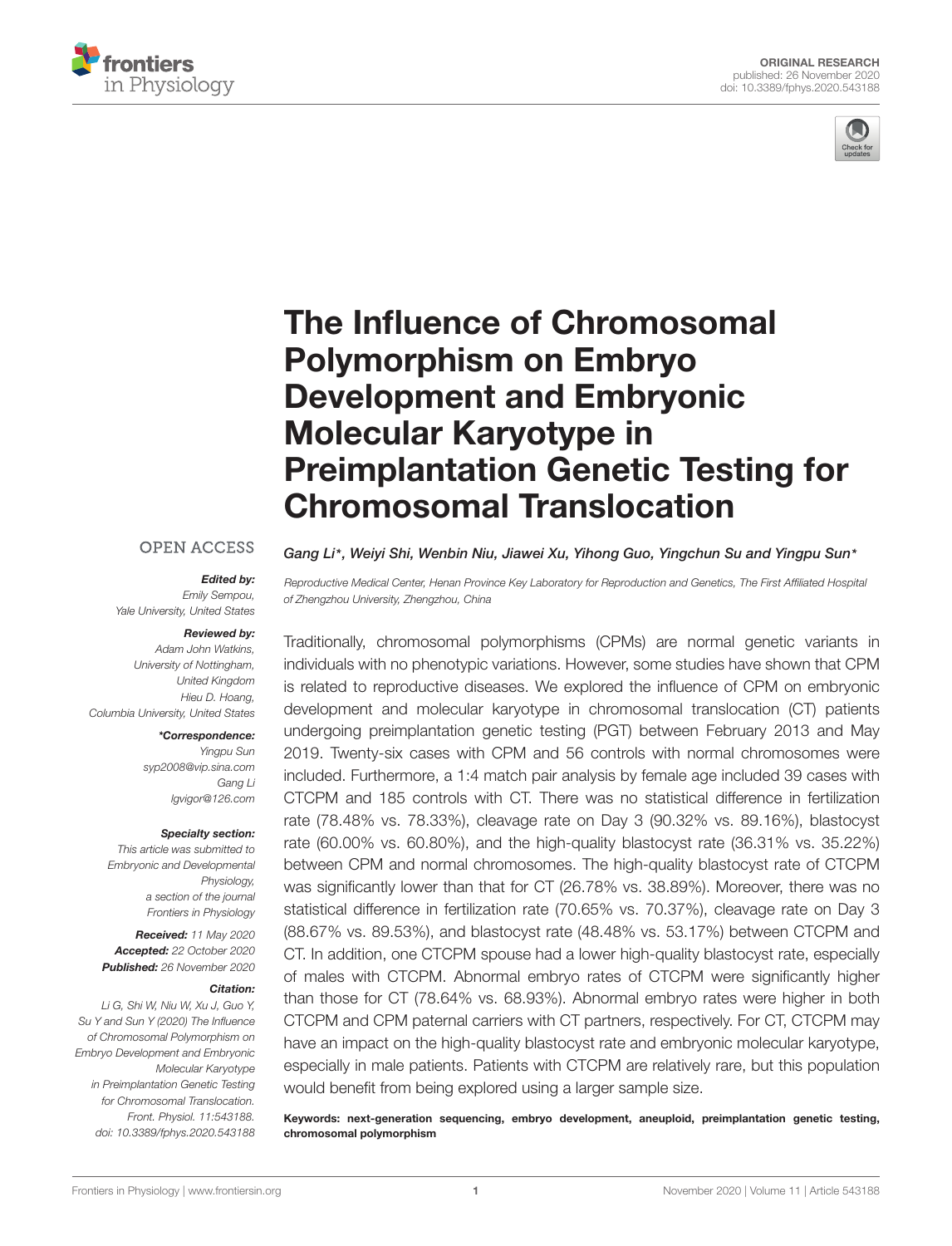ORIGINAL RESEARCH
published: 26 November 2020
doi: 10.3389/fphys.2020.543188

# The Influence of Chromosomal Polymorphism on Embryo Development and Embryonic Molecular Karyotype in Preimplantation Genetic Testing for Chromosomal Translocation

**Gang Li\*, Weiyi Shi, Wenbin Niu, Jiawei Xu, Yihong Guo, Yingchun Su and Yingpu Sun\***

*Reproductive Medical Center, Henan Province Key Laboratory for Reproduction and Genetics, The First Affiliated Hospital of Zhengzhou University, Zhengzhou, China*

OPEN ACCESS

***Edited by:***
*Emily Sempou, Yale University, United States*

***Reviewed by:***
*Adam John Watkins, University of Nottingham, United Kingdom*
*Hieu D. Hoang, Columbia University, United States*

***\*Correspondence:***
*Yingpu Sun*
*syp2008@vip.sina.com*
*Gang Li*
*lgvigor@126.com*

***Specialty section:***
*This article was submitted to Embryonic and Developmental Physiology, a section of the journal Frontiers in Physiology*

***Received:*** *11 May 2020*
***Accepted:*** *22 October 2020*
***Published:*** *26 November 2020*

***Citation:***
*Li G, Shi W, Niu W, Xu J, Guo Y, Su Y and Sun Y (2020) The Influence of Chromosomal Polymorphism on Embryo Development and Embryonic Molecular Karyotype in Preimplantation Genetic Testing for Chromosomal Translocation. Front. Physiol. 11:543188. doi: 10.3389/fphys.2020.543188*

Traditionally, chromosomal polymorphisms (CPMs) are normal genetic variants in individuals with no phenotypic variations. However, some studies have shown that CPM is related to reproductive diseases. We explored the influence of CPM on embryonic development and molecular karyotype in chromosomal translocation (CT) patients undergoing preimplantation genetic testing (PGT) between February 2013 and May 2019. Twenty-six cases with CPM and 56 controls with normal chromosomes were included. Furthermore, a 1:4 match pair analysis by female age included 39 cases with CTCPM and 185 controls with CT. There was no statistical difference in fertilization rate (78.48% vs. 78.33%), cleavage rate on Day 3 (90.32% vs. 89.16%), blastocyst rate (60.00% vs. 60.80%), and the high-quality blastocyst rate (36.31% vs. 35.22%) between CPM and normal chromosomes. The high-quality blastocyst rate of CTCPM was significantly lower than that for CT (26.78% vs. 38.89%). Moreover, there was no statistical difference in fertilization rate (70.65% vs. 70.37%), cleavage rate on Day 3 (88.67% vs. 89.53%), and blastocyst rate (48.48% vs. 53.17%) between CTCPM and CT. In addition, one CTCPM spouse had a lower high-quality blastocyst rate, especially of males with CTCPM. Abnormal embryo rates of CTCPM were significantly higher than those for CT (78.64% vs. 68.93%). Abnormal embryo rates were higher in both CTCPM and CPM paternal carriers with CT partners, respectively. For CT, CTCPM may have an impact on the high-quality blastocyst rate and embryonic molecular karyotype, especially in male patients. Patients with CTCPM are relatively rare, but this population would benefit from being explored using a larger sample size.

**Keywords: next-generation sequencing, embryo development, aneuploid, preimplantation genetic testing, chromosomal polymorphism**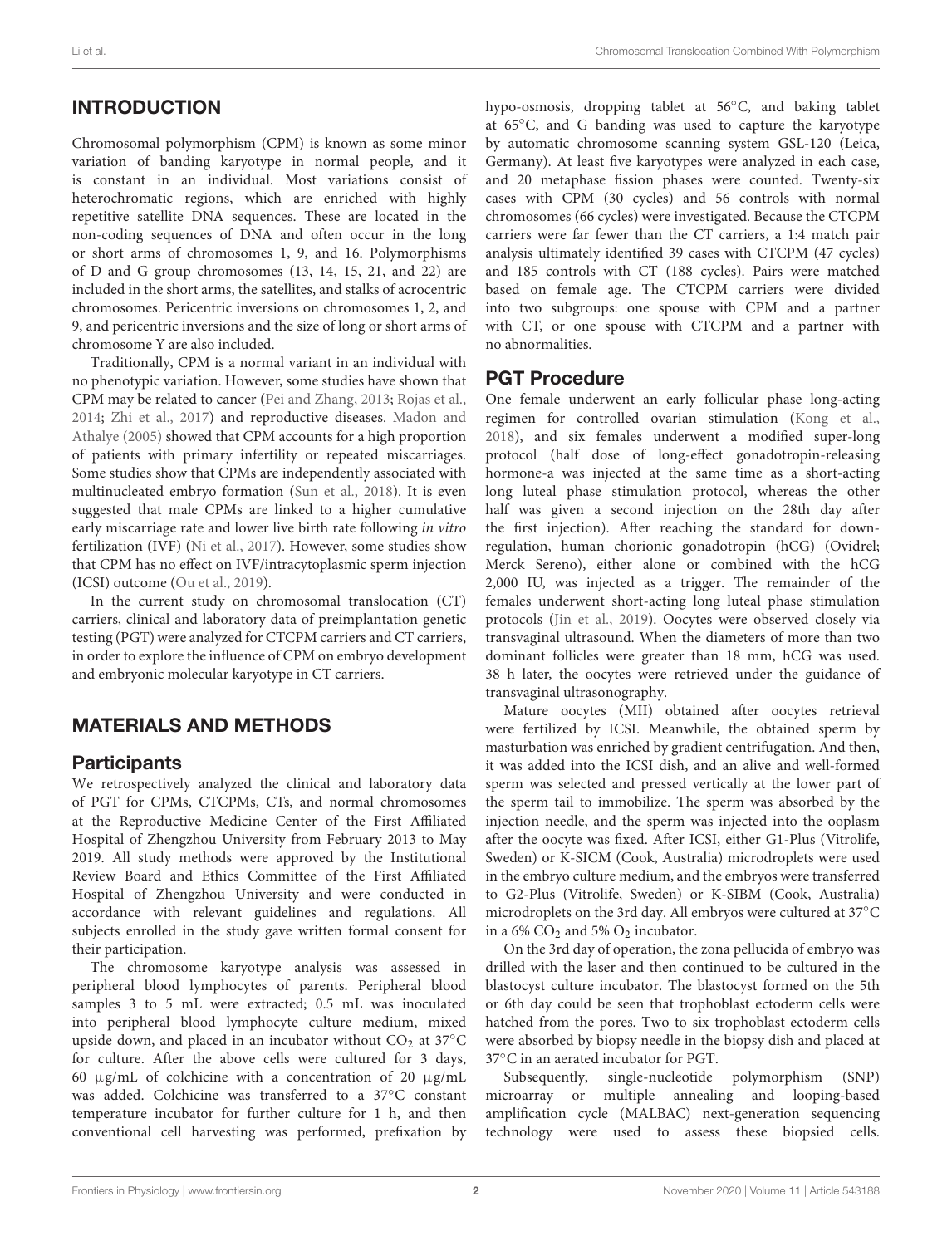## INTRODUCTION

Chromosomal polymorphism (CPM) is known as some minor variation of banding karyotype in normal people, and it is constant in an individual. Most variations consist of heterochromatic regions, which are enriched with highly repetitive satellite DNA sequences. These are located in the non-coding sequences of DNA and often occur in the long or short arms of chromosomes 1, 9, and 16. Polymorphisms of D and G group chromosomes (13, 14, 15, 21, and 22) are included in the short arms, the satellites, and stalks of acrocentric chromosomes. Pericentric inversions on chromosomes 1, 2, and 9, and pericentric inversions and the size of long or short arms of chromosome Y are also included.

Traditionally, CPM is a normal variant in an individual with no phenotypic variation. However, some studies have shown that CPM may be related to cancer (Pei and Zhang, 2013; Rojas et al., 2014; Zhi et al., 2017) and reproductive diseases. Madon and Athalye (2005) showed that CPM accounts for a high proportion of patients with primary infertility or repeated miscarriages. Some studies show that CPMs are independently associated with multinucleated embryo formation (Sun et al., 2018). It is even suggested that male CPMs are linked to a higher cumulative early miscarriage rate and lower live birth rate following *in vitro* fertilization (IVF) (Ni et al., 2017). However, some studies show that CPM has no effect on IVF/intracytoplasmic sperm injection (ICSI) outcome (Ou et al., 2019).

In the current study on chromosomal translocation (CT) carriers, clinical and laboratory data of preimplantation genetic testing (PGT) were analyzed for CTCPM carriers and CT carriers, in order to explore the influence of CPM on embryo development and embryonic molecular karyotype in CT carriers.

## MATERIALS AND METHODS

### Participants

We retrospectively analyzed the clinical and laboratory data of PGT for CPMs, CTCPMs, CTs, and normal chromosomes at the Reproductive Medicine Center of the First Affiliated Hospital of Zhengzhou University from February 2013 to May 2019. All study methods were approved by the Institutional Review Board and Ethics Committee of the First Affiliated Hospital of Zhengzhou University and were conducted in accordance with relevant guidelines and regulations. All subjects enrolled in the study gave written formal consent for their participation.

The chromosome karyotype analysis was assessed in peripheral blood lymphocytes of parents. Peripheral blood samples 3 to 5 mL were extracted; 0.5 mL was inoculated into peripheral blood lymphocyte culture medium, mixed upside down, and placed in an incubator without $CO_2$ at 37°C for culture. After the above cells were cultured for 3 days, 60 μg/mL of colchicine with a concentration of 20 μg/mL was added. Colchicine was transferred to a 37°C constant temperature incubator for further culture for 1 h, and then conventional cell harvesting was performed, prefixation by hypo-osmosis, dropping tablet at 56°C, and baking tablet at 65°C, and G banding was used to capture the karyotype by automatic chromosome scanning system GSL-120 (Leica, Germany). At least five karyotypes were analyzed in each case, and 20 metaphase fission phases were counted. Twenty-six cases with CPM (30 cycles) and 56 controls with normal chromosomes (66 cycles) were investigated. Because the CTCPM carriers were far fewer than the CT carriers, a 1:4 match pair analysis ultimately identified 39 cases with CTCPM (47 cycles) and 185 controls with CT (188 cycles). Pairs were matched based on female age. The CTCPM carriers were divided into two subgroups: one spouse with CPM and a partner with CT, or one spouse with CTCPM and a partner with no abnormalities.

### PGT Procedure

One female underwent an early follicular phase long-acting regimen for controlled ovarian stimulation (Kong et al., 2018), and six females underwent a modified super-long protocol (half dose of long-effect gonadotropin-releasing hormone-a was injected at the same time as a short-acting long luteal phase stimulation protocol, whereas the other half was given a second injection on the 28th day after the first injection). After reaching the standard for down-regulation, human chorionic gonadotropin (hCG) (Ovidrel; Merck Sereno), either alone or combined with the hCG 2,000 IU, was injected as a trigger. The remainder of the females underwent short-acting long luteal phase stimulation protocols (Jin et al., 2019). Oocytes were observed closely via transvaginal ultrasound. When the diameters of more than two dominant follicles were greater than 18 mm, hCG was used. 38 h later, the oocytes were retrieved under the guidance of transvaginal ultrasonography.

Mature oocytes (MII) obtained after oocytes retrieval were fertilized by ICSI. Meanwhile, the obtained sperm by masturbation was enriched by gradient centrifugation. And then, it was added into the ICSI dish, and an alive and well-formed sperm was selected and pressed vertically at the lower part of the sperm tail to immobilize. The sperm was absorbed by the injection needle, and the sperm was injected into the ooplasm after the oocyte was fixed. After ICSI, either G1-Plus (Vitrolife, Sweden) or K-SICM (Cook, Australia) microdroplets were used in the embryo culture medium, and the embryos were transferred to G2-Plus (Vitrolife, Sweden) or K-SIBM (Cook, Australia) microdroplets on the 3rd day. All embryos were cultured at 37°C in a 6% $CO_2$ and 5% $O_2$ incubator.

On the 3rd day of operation, the zona pellucida of embryo was drilled with the laser and then continued to be cultured in the blastocyst culture incubator. The blastocyst formed on the 5th or 6th day could be seen that trophoblast ectoderm cells were hatched from the pores. Two to six trophoblast ectoderm cells were absorbed by biopsy needle in the biopsy dish and placed at 37°C in an aerated incubator for PGT.

Subsequently, single-nucleotide polymorphism (SNP) microarray or multiple annealing and looping-based amplification cycle (MALBAC) next-generation sequencing technology were used to assess these biopsied cells.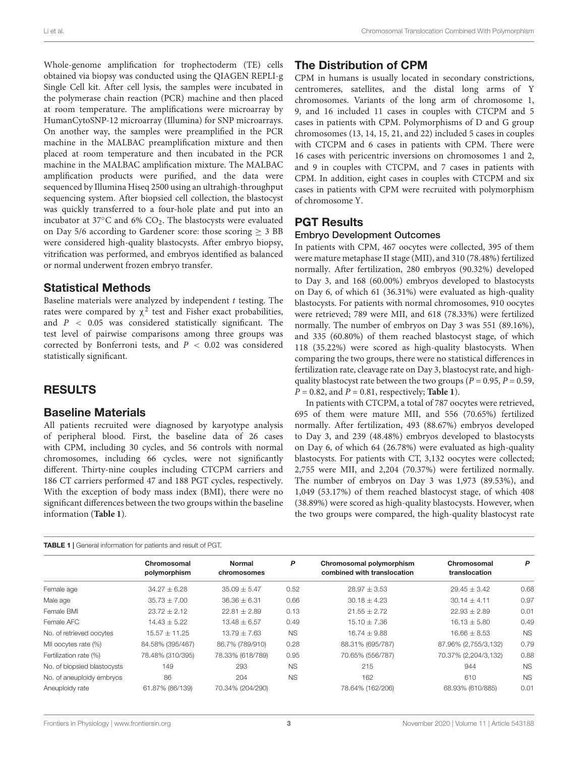Whole-genome amplification for trophectoderm (TE) cells obtained via biopsy was conducted using the QIAGEN REPLI-g Single Cell kit. After cell lysis, the samples were incubated in the polymerase chain reaction (PCR) machine and then placed at room temperature. The amplifications were microarray by HumanCytoSNP-12 microarray (Illumina) for SNP microarrays. On another way, the samples were preamplified in the PCR machine in the MALBAC preamplification mixture and then placed at room temperature and then incubated in the PCR machine in the MALBAC amplification mixture. The MALBAC amplification products were purified, and the data were sequenced by Illumina Hiseq 2500 using an ultrahigh-throughput sequencing system. After biopsied cell collection, the blastocyst was quickly transferred to a four-hole plate and put into an incubator at 37°C and 6% $CO_2$. The blastocysts were evaluated on Day 5/6 according to Gardener score: those scoring ≥ 3 BB were considered high-quality blastocysts. After embryo biopsy, vitrification was performed, and embryos identified as balanced or normal underwent frozen embryo transfer.

## Statistical Methods

Baseline materials were analyzed by independent *t* testing. The rates were compared by $\chi^2$ test and Fisher exact probabilities, and $P < 0.05$ was considered statistically significant. The test level of pairwise comparisons among three groups was corrected by Bonferroni tests, and $P < 0.02$ was considered statistically significant.

# RESULTS

## Baseline Materials

All patients recruited were diagnosed by karyotype analysis of peripheral blood. First, the baseline data of 26 cases with CPM, including 30 cycles, and 56 controls with normal chromosomes, including 66 cycles, were not significantly different. Thirty-nine couples including CTCPM carriers and 186 CT carriers performed 47 and 188 PGT cycles, respectively. With the exception of body mass index (BMI), there were no significant differences between the two groups within the baseline information (**Table 1**).

## The Distribution of CPM

CPM in humans is usually located in secondary constrictions, centromeres, satellites, and the distal long arms of Y chromosomes. Variants of the long arm of chromosome 1, 9, and 16 included 11 cases in couples with CTCPM and 5 cases in patients with CPM. Polymorphisms of D and G group chromosomes (13, 14, 15, 21, and 22) included 5 cases in couples with CTCPM and 6 cases in patients with CPM. There were 16 cases with pericentric inversions on chromosomes 1 and 2, and 9 in couples with CTCPM, and 7 cases in patients with CPM. In addition, eight cases in couples with CTCPM and six cases in patients with CPM were recruited with polymorphism of chromosome Y.

## PGT Results

### Embryo Development Outcomes

In patients with CPM, 467 oocytes were collected, 395 of them were mature metaphase II stage (MII), and 310 (78.48%) fertilized normally. After fertilization, 280 embryos (90.32%) developed to Day 3, and 168 (60.00%) embryos developed to blastocysts on Day 6, of which 61 (36.31%) were evaluated as high-quality blastocysts. For patients with normal chromosomes, 910 oocytes were retrieved; 789 were MII, and 618 (78.33%) were fertilized normally. The number of embryos on Day 3 was 551 (89.16%), and 335 (60.80%) of them reached blastocyst stage, of which 118 (35.22%) were scored as high-quality blastocysts. When comparing the two groups, there were no statistical differences in fertilization rate, cleavage rate on Day 3, blastocyst rate, and high-quality blastocyst rate between the two groups ($P = 0.95$, $P = 0.59$, $P = 0.82$, and $P = 0.81$, respectively; **Table 1**).

In patients with CTCPM, a total of 787 oocytes were retrieved, 695 of them were mature MII, and 556 (70.65%) fertilized normally. After fertilization, 493 (88.67%) embryos developed to Day 3, and 239 (48.48%) embryos developed to blastocysts on Day 6, of which 64 (26.78%) were evaluated as high-quality blastocysts. For patients with CT, 3,132 oocytes were collected; 2,755 were MII, and 2,204 (70.37%) were fertilized normally. The number of embryos on Day 3 was 1,973 (89.53%), and 1,049 (53.17%) of them reached blastocyst stage, of which 408 (38.89%) were scored as high-quality blastocysts. However, when the two groups were compared, the high-quality blastocyst rate

**TABLE 1** | General information for patients and result of PGT.

| | Chromosomal polymorphism | Normal chromosomes | *P* | Chromosomal polymorphism combined with translocation | Chromosomal translocation | *P* |
|---|---|---|---|---|---|---|
| Female age | 34.27 ± 6.28 | 35.09 ± 5.47 | 0.52 | 28.97 ± 3.53 | 29.45 ± 3.42 | 0.68 |
| Male age | 35.73 ± 7.00 | 36.36 ± 6.31 | 0.66 | 30.18 ± 4.23 | 30.14 ± 4.11 | 0.97 |
| Female BMI | 23.72 ± 2.12 | 22.81 ± 2.89 | 0.13 | 21.55 ± 2.72 | 22.93 ± 2.89 | 0.01 |
| Female AFC | 14.43 ± 5.22 | 13.48 ± 6.57 | 0.49 | 15.10 ± 7.36 | 16.13 ± 5.80 | 0.49 |
| No. of retrieved oocytes | 15.57 ± 11.25 | 13.79 ± 7.63 | NS | 16.74 ± 9.88 | 16.66 ± 8.53 | NS |
| MII oocytes rate (%) | 84.58% (395/467) | 86.7% (789/910) | 0.28 | 88.31% (695/787) | 87.96% (2,755/3,132) | 0.79 |
| Fertilization rate (%) | 78.48% (310/395) | 78.33% (618/789) | 0.95 | 70.65% (556/787) | 70.37% (2,204/3,132) | 0.88 |
| No. of biopsied blastocysts | 149 | 293 | NS | 215 | 944 | NS |
| No. of aneuploidy embryos | 86 | 204 | NS | 162 | 610 | NS |
| Aneuploidy rate | 61.87% (86/139) | 70.34% (204/290) | | 78.64% (162/206) | 68.93% (610/885) | 0.01 |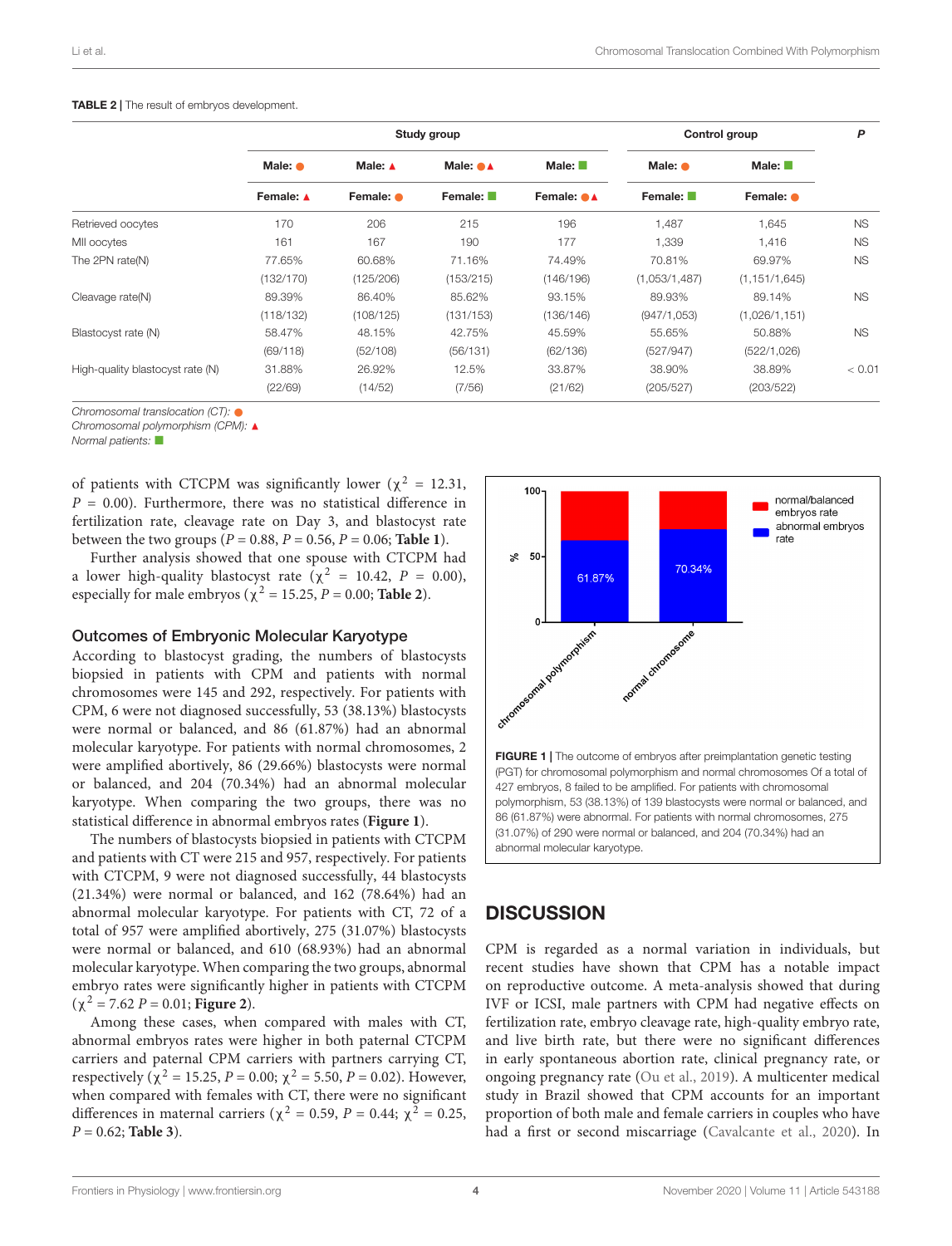**TABLE 2 |** The result of embryos development.

| | Study group | | | | Control group | | P |
|---|---|---|---|---|---|---|---|
| | Male: ● | Male: ▲ | Male: ●▲ | Male: ■ | Male: ● | Male: ■ | |
| | Female: ▲ | Female: ● | Female: ■ | Female: ●▲ | Female: ■ | Female: ● | |
| Retrieved oocytes | 170 | 206 | 215 | 196 | 1,487 | 1,645 | NS |
| MII oocytes | 161 | 167 | 190 | 177 | 1,339 | 1,416 | NS |
| The 2PN rate(N) | 77.65% (132/170) | 60.68% (125/206) | 71.16% (153/215) | 74.49% (146/196) | 70.81% (1,053/1,487) | 69.97% (1,151/1,645) | NS |
| Cleavage rate(N) | 89.39% (118/132) | 86.40% (108/125) | 85.62% (131/153) | 93.15% (136/146) | 89.93% (947/1,053) | 89.14% (1,026/1,151) | NS |
| Blastocyst rate (N) | 58.47% (69/118) | 48.15% (52/108) | 42.75% (56/131) | 45.59% (62/136) | 55.65% (527/947) | 50.88% (522/1,026) | NS |
| High-quality blastocyst rate (N) | 31.88% (22/69) | 26.92% (14/52) | 12.5% (7/56) | 33.87% (21/62) | 38.90% (205/527) | 38.89% (203/522) | < 0.01 |

*Chromosomal translocation (CT):* ●
*Chromosomal polymorphism (CPM):* ▲
*Normal patients:* ■

of patients with CTCPM was significantly lower ($\chi^2$ = 12.31, $P$ = 0.00). Furthermore, there was no statistical difference in fertilization rate, cleavage rate on Day 3, and blastocyst rate between the two groups ($P$ = 0.88, $P$ = 0.56, $P$ = 0.06; **Table 1**).

Further analysis showed that one spouse with CTCPM had a lower high-quality blastocyst rate ($\chi^2$ = 10.42, $P$ = 0.00), especially for male embryos ($\chi^2$ = 15.25, $P$ = 0.00; **Table 2**).

### Outcomes of Embryonic Molecular Karyotype

According to blastocyst grading, the numbers of blastocysts biopsied in patients with CPM and patients with normal chromosomes were 145 and 292, respectively. For patients with CPM, 6 were not diagnosed successfully, 53 (38.13%) blastocysts were normal or balanced, and 86 (61.87%) had an abnormal molecular karyotype. For patients with normal chromosomes, 2 were amplified abortively, 86 (29.66%) blastocysts were normal or balanced, and 204 (70.34%) had an abnormal molecular karyotype. When comparing the two groups, there was no statistical difference in abnormal embryos rates (**Figure 1**).

The numbers of blastocysts biopsied in patients with CTCPM and patients with CT were 215 and 957, respectively. For patients with CTCPM, 9 were not diagnosed successfully, 44 blastocysts (21.34%) were normal or balanced, and 162 (78.64%) had an abnormal molecular karyotype. For patients with CT, 72 of a total of 957 were amplified abortively, 275 (31.07%) blastocysts were normal or balanced, and 610 (68.93%) had an abnormal molecular karyotype. When comparing the two groups, abnormal embryo rates were significantly higher in patients with CTCPM ($\chi^2$ = 7.62 $P$ = 0.01; **Figure 2**).

Among these cases, when compared with males with CT, abnormal embryos rates were higher in both paternal CTCPM carriers and paternal CPM carriers with partners carrying CT, respectively ($\chi^2$ = 15.25, $P$ = 0.00; $\chi^2$ = 5.50, $P$ = 0.02). However, when compared with females with CT, there were no significant differences in maternal carriers ($\chi^2$ = 0.59, $P$ = 0.44; $\chi^2$ = 0.25, $P$ = 0.62; **Table 3**).

**FIGURE 1 |** The outcome of embryos after preimplantation genetic testing (PGT) for chromosomal polymorphism and normal chromosomes Of a total of 427 embryos, 8 failed to be amplified. For patients with chromosomal polymorphism, 53 (38.13%) of 139 blastocysts were normal or balanced, and 86 (61.87%) were abnormal. For patients with normal chromosomes, 275 (31.07%) of 290 were normal or balanced, and 204 (70.34%) had an abnormal molecular karyotype.

## DISCUSSION

CPM is regarded as a normal variation in individuals, but recent studies have shown that CPM has a notable impact on reproductive outcome. A meta-analysis showed that during IVF or ICSI, male partners with CPM had negative effects on fertilization rate, embryo cleavage rate, high-quality embryo rate, and live birth rate, but there were no significant differences in early spontaneous abortion rate, clinical pregnancy rate, or ongoing pregnancy rate (Ou et al., 2019). A multicenter medical study in Brazil showed that CPM accounts for an important proportion of both male and female carriers in couples who have had a first or second miscarriage (Cavalcante et al., 2020). In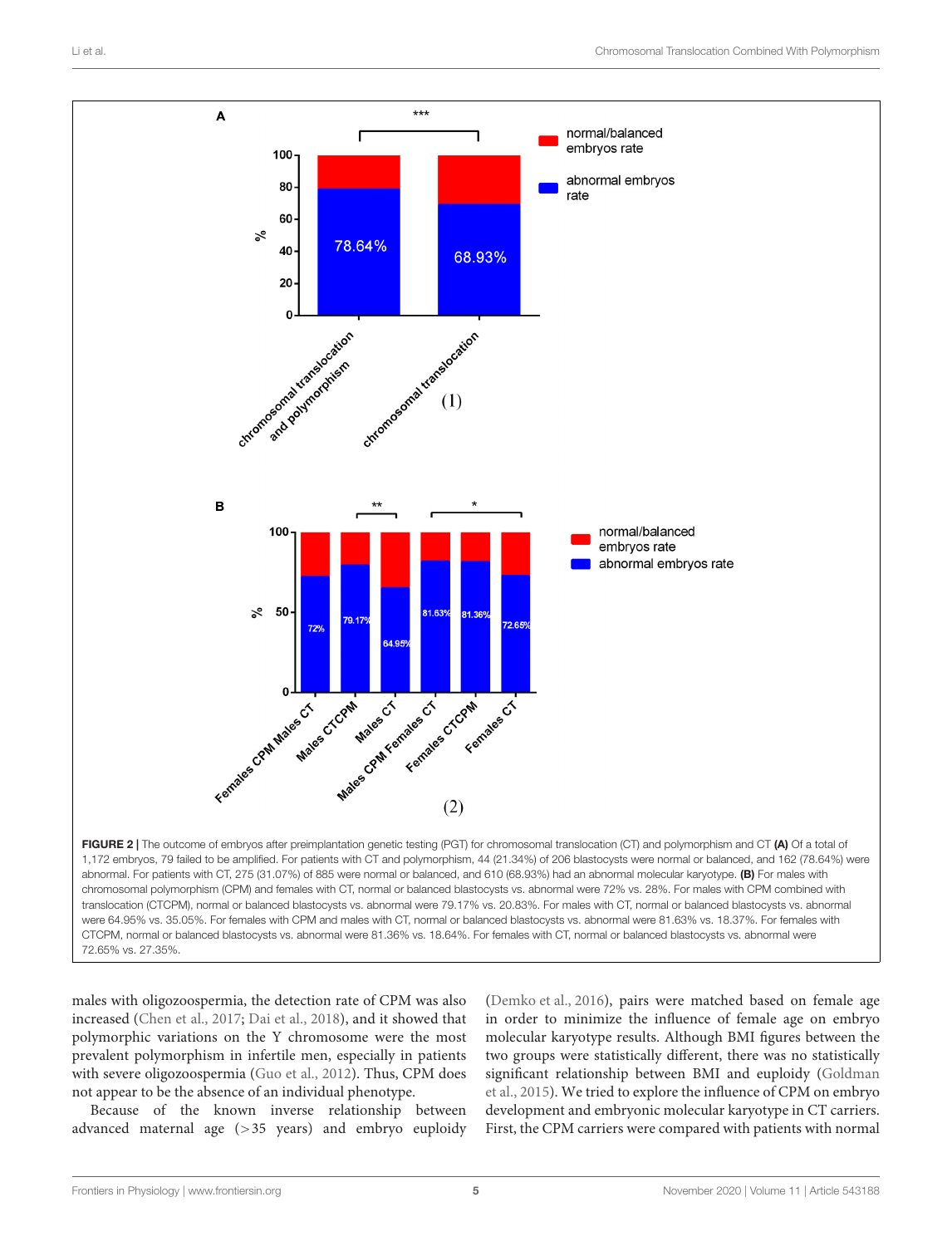FIGURE 2 | The outcome of embryos after preimplantation genetic testing (PGT) for chromosomal translocation (CT) and polymorphism and CT **(A)** Of a total of 1,172 embryos, 79 failed to be amplified. For patients with CT and polymorphism, 44 (21.34%) of 206 blastocysts were normal or balanced, and 162 (78.64%) were abnormal. For patients with CT, 275 (31.07%) of 885 were normal or balanced, and 610 (68.93%) had an abnormal molecular karyotype. **(B)** For males with chromosomal polymorphism (CPM) and females with CT, normal or balanced blastocysts vs. abnormal were 72% vs. 28%. For males with CPM combined with translocation (CTCPM), normal or balanced blastocysts vs. abnormal were 79.17% vs. 20.83%. For males with CT, normal or balanced blastocysts vs. abnormal were 64.95% vs. 35.05%. For females with CPM and males with CT, normal or balanced blastocysts vs. abnormal were 81.63% vs. 18.37%. For females with CTCPM, normal or balanced blastocysts vs. abnormal were 81.36% vs. 18.64%. For females with CT, normal or balanced blastocysts vs. abnormal were 72.65% vs. 27.35%.

males with oligozoospermia, the detection rate of CPM was also increased (Chen et al., 2017; Dai et al., 2018), and it showed that polymorphic variations on the Y chromosome were the most prevalent polymorphism in infertile men, especially in patients with severe oligozoospermia (Guo et al., 2012). Thus, CPM does not appear to be the absence of an individual phenotype.

Because of the known inverse relationship between advanced maternal age (>35 years) and embryo euploidy (Demko et al., 2016), pairs were matched based on female age in order to minimize the influence of female age on embryo molecular karyotype results. Although BMI figures between the two groups were statistically different, there was no statistically significant relationship between BMI and euploidy (Goldman et al., 2015). We tried to explore the influence of CPM on embryo development and embryonic molecular karyotype in CT carriers. First, the CPM carriers were compared with patients with normal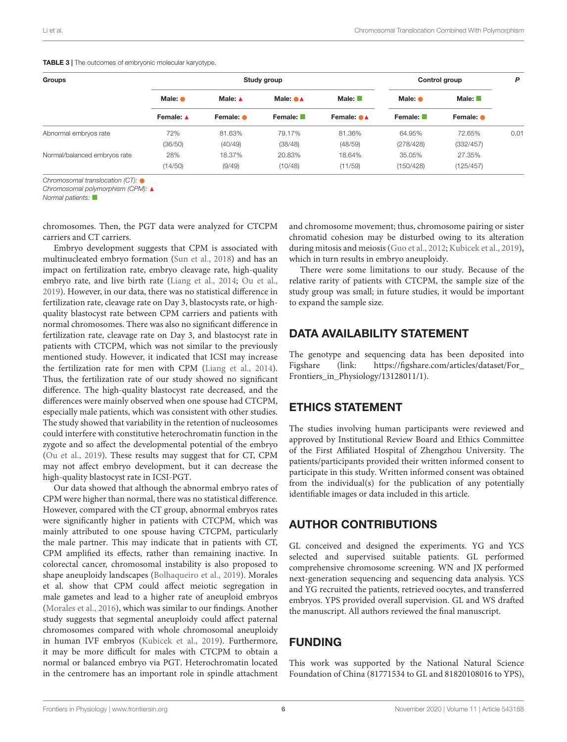**TABLE 3 |** The outcomes of embryonic molecular karyotype.

| Groups | Study group | | | | Control group | | P |
|---|---|---|---|---|---|---|---|
| | Male: ● | Male: ▲ | Male: ●▲ | Male: ■ | Male: ● | Male: ■ | |
| | Female: ▲ | Female: ● | Female: ■ | Female: ●▲ | Female: ■ | Female: ● | |
| Abnormal embryos rate | 72% (36/50) | 81.63% (40/49) | 79.17% (38/48) | 81.36% (48/59) | 64.95% (278/428) | 72.65% (332/457) | 0.01 |
| Normal/balanced embryos rate | 28% (14/50) | 18.37% (9/49) | 20.83% (10/48) | 18.64% (11/59) | 35.05% (150/428) | 27.35% (125/457) | |

*Chromosomal translocation (CT):* ●
*Chromosomal polymorphism (CPM):* ▲
*Normal patients:* ■

chromosomes. Then, the PGT data were analyzed for CTCPM carriers and CT carriers.

Embryo development suggests that CPM is associated with multinucleated embryo formation (Sun et al., 2018) and has an impact on fertilization rate, embryo cleavage rate, high-quality embryo rate, and live birth rate (Liang et al., 2014; Ou et al., 2019). However, in our data, there was no statistical difference in fertilization rate, cleavage rate on Day 3, blastocysts rate, or high-quality blastocyst rate between CPM carriers and patients with normal chromosomes. There was also no significant difference in fertilization rate, cleavage rate on Day 3, and blastocyst rate in patients with CTCPM, which was not similar to the previously mentioned study. However, it indicated that ICSI may increase the fertilization rate for men with CPM (Liang et al., 2014). Thus, the fertilization rate of our study showed no significant difference. The high-quality blastocyst rate decreased, and the differences were mainly observed when one spouse had CTCPM, especially male patients, which was consistent with other studies. The study showed that variability in the retention of nucleosomes could interfere with constitutive heterochromatin function in the zygote and so affect the developmental potential of the embryo (Ou et al., 2019). These results may suggest that for CT, CPM may not affect embryo development, but it can decrease the high-quality blastocyst rate in ICSI-PGT.

Our data showed that although the abnormal embryo rates of CPM were higher than normal, there was no statistical difference. However, compared with the CT group, abnormal embryos rates were significantly higher in patients with CTCPM, which was mainly attributed to one spouse having CTCPM, particularly the male partner. This may indicate that in patients with CT, CPM amplified its effects, rather than remaining inactive. In colorectal cancer, chromosomal instability is also proposed to shape aneuploidy landscapes (Bolhaqueiro et al., 2019). Morales et al. show that CPM could affect meiotic segregation in male gametes and lead to a higher rate of aneuploid embryos (Morales et al., 2016), which was similar to our findings. Another study suggests that segmental aneuploidy could affect paternal chromosomes compared with whole chromosomal aneuploidy in human IVF embryos (Kubicek et al., 2019). Furthermore, it may be more difficult for males with CTCPM to obtain a normal or balanced embryo via PGT. Heterochromatin located in the centromere has an important role in spindle attachment and chromosome movement; thus, chromosome pairing or sister chromatid cohesion may be disturbed owing to its alteration during mitosis and meiosis (Guo et al., 2012; Kubicek et al., 2019), which in turn results in embryo aneuploidy.

There were some limitations to our study. Because of the relative rarity of patients with CTCPM, the sample size of the study group was small; in future studies, it would be important to expand the sample size.

## DATA AVAILABILITY STATEMENT

The genotype and sequencing data has been deposited into Figshare (link: https://figshare.com/articles/dataset/For_Frontiers_in_Physiology/13128011/1).

## ETHICS STATEMENT

The studies involving human participants were reviewed and approved by Institutional Review Board and Ethics Committee of the First Affiliated Hospital of Zhengzhou University. The patients/participants provided their written informed consent to participate in this study. Written informed consent was obtained from the individual(s) for the publication of any potentially identifiable images or data included in this article.

## AUTHOR CONTRIBUTIONS

GL conceived and designed the experiments. YG and YCS selected and supervised suitable patients. GL performed comprehensive chromosome screening. WN and JX performed next-generation sequencing and sequencing data analysis. YCS and YG recruited the patients, retrieved oocytes, and transferred embryos. YPS provided overall supervision. GL and WS drafted the manuscript. All authors reviewed the final manuscript.

## FUNDING

This work was supported by the National Natural Science Foundation of China (81771534 to GL and 81820108016 to YPS),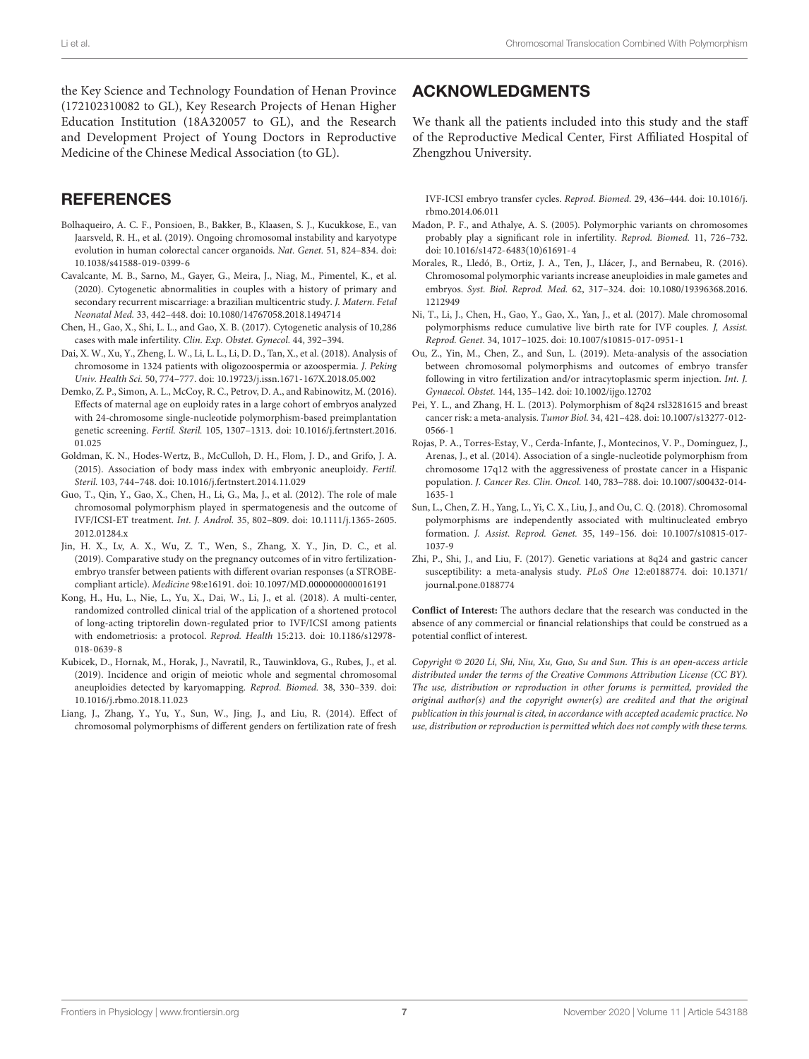the Key Science and Technology Foundation of Henan Province (172102310082 to GL), Key Research Projects of Henan Higher Education Institution (18A320057 to GL), and the Research and Development Project of Young Doctors in Reproductive Medicine of the Chinese Medical Association (to GL).

## ACKNOWLEDGMENTS

We thank all the patients included into this study and the staff of the Reproductive Medical Center, First Affiliated Hospital of Zhengzhou University.

## REFERENCES

Bolhaqueiro, A. C. F., Ponsioen, B., Bakker, B., Klaasen, S. J., Kucukkose, E., van Jaarsveld, R. H., et al. (2019). Ongoing chromosomal instability and karyotype evolution in human colorectal cancer organoids. *Nat. Genet.* 51, 824–834. doi: 10.1038/s41588-019-0399-6

Cavalcante, M. B., Sarno, M., Gayer, G., Meira, J., Niag, M., Pimentel, K., et al. (2020). Cytogenetic abnormalities in couples with a history of primary and secondary recurrent miscarriage: a brazilian multicentric study. *J. Matern. Fetal Neonatal Med.* 33, 442–448. doi: 10.1080/14767058.2018.1494714

Chen, H., Gao, X., Shi, L. L., and Gao, X. B. (2017). Cytogenetic analysis of 10,286 cases with male infertility. *Clin. Exp. Obstet. Gynecol.* 44, 392–394.

Dai, X. W., Xu, Y., Zheng, L. W., Li, L. L., Li, D. D., Tan, X., et al. (2018). Analysis of chromosome in 1324 patients with oligozoospermia or azoospermia. *J. Peking Univ. Health Sci.* 50, 774–777. doi: 10.19723/j.issn.1671-167X.2018.05.002

Demko, Z. P., Simon, A. L., McCoy, R. C., Petrov, D. A., and Rabinowitz, M. (2016). Effects of maternal age on euploidy rates in a large cohort of embryos analyzed with 24-chromosome single-nucleotide polymorphism-based preimplantation genetic screening. *Fertil. Steril.* 105, 1307–1313. doi: 10.1016/j.fertnstert.2016.01.025

Goldman, K. N., Hodes-Wertz, B., McCulloh, D. H., Flom, J. D., and Grifo, J. A. (2015). Association of body mass index with embryonic aneuploidy. *Fertil. Steril.* 103, 744–748. doi: 10.1016/j.fertnstert.2014.11.029

Guo, T., Qin, Y., Gao, X., Chen, H., Li, G., Ma, J., et al. (2012). The role of male chromosomal polymorphism played in spermatogenesis and the outcome of IVF/ICSI-ET treatment. *Int. J. Androl.* 35, 802–809. doi: 10.1111/j.1365-2605.2012.01284.x

Jin, H. X., Lv, A. X., Wu, Z. T., Wen, S., Zhang, X. Y., Jin, D. C., et al. (2019). Comparative study on the pregnancy outcomes of in vitro fertilization-embryo transfer between patients with different ovarian responses (a STROBE-compliant article). *Medicine* 98:e16191. doi: 10.1097/MD.0000000000016191

Kong, H., Hu, L., Nie, L., Yu, X., Dai, W., Li, J., et al. (2018). A multi-center, randomized controlled clinical trial of the application of a shortened protocol of long-acting triptorelin down-regulated prior to IVF/ICSI among patients with endometriosis: a protocol. *Reprod. Health* 15:213. doi: 10.1186/s12978-018-0639-8

Kubicek, D., Hornak, M., Horak, J., Navratil, R., Tauwinklova, G., Rubes, J., et al. (2019). Incidence and origin of meiotic whole and segmental chromosomal aneuploidies detected by karyomapping. *Reprod. Biomed.* 38, 330–339. doi: 10.1016/j.rbmo.2018.11.023

Liang, J., Zhang, Y., Yu, Y., Sun, W., Jing, J., and Liu, R. (2014). Effect of chromosomal polymorphisms of different genders on fertilization rate of fresh IVF-ICSI embryo transfer cycles. *Reprod. Biomed.* 29, 436–444. doi: 10.1016/j.rbmo.2014.06.011

Madon, P. F., and Athalye, A. S. (2005). Polymorphic variants on chromosomes probably play a significant role in infertility. *Reprod. Biomed.* 11, 726–732. doi: 10.1016/s1472-6483(10)61691-4

Morales, R., Lledó, B., Ortiz, J. A., Ten, J., Llácer, J., and Bernabeu, R. (2016). Chromosomal polymorphic variants increase aneuploidies in male gametes and embryos. *Syst. Biol. Reprod. Med.* 62, 317–324. doi: 10.1080/19396368.2016.1212949

Ni, T., Li, J., Chen, H., Gao, Y., Gao, X., Yan, J., et al. (2017). Male chromosomal polymorphisms reduce cumulative live birth rate for IVF couples. *J, Assist. Reprod. Genet.* 34, 1017–1025. doi: 10.1007/s10815-017-0951-1

Ou, Z., Yin, M., Chen, Z., and Sun, L. (2019). Meta-analysis of the association between chromosomal polymorphisms and outcomes of embryo transfer following in vitro fertilization and/or intracytoplasmic sperm injection. *Int. J. Gynaecol. Obstet.* 144, 135–142. doi: 10.1002/ijgo.12702

Pei, Y. L., and Zhang, H. L. (2013). Polymorphism of 8q24 rsl3281615 and breast cancer risk: a meta-analysis. *Tumor Biol.* 34, 421–428. doi: 10.1007/s13277-012-0566-1

Rojas, P. A., Torres-Estay, V., Cerda-Infante, J., Montecinos, V. P., Domínguez, J., Arenas, J., et al. (2014). Association of a single-nucleotide polymorphism from chromosome 17q12 with the aggressiveness of prostate cancer in a Hispanic population. *J. Cancer Res. Clin. Oncol.* 140, 783–788. doi: 10.1007/s00432-014-1635-1

Sun, L., Chen, Z. H., Yang, L., Yi, C. X., Liu, J., and Ou, C. Q. (2018). Chromosomal polymorphisms are independently associated with multinucleated embryo formation. *J. Assist. Reprod. Genet.* 35, 149–156. doi: 10.1007/s10815-017-1037-9

Zhi, P., Shi, J., and Liu, F. (2017). Genetic variations at 8q24 and gastric cancer susceptibility: a meta-analysis study. *PLoS One* 12:e0188774. doi: 10.1371/journal.pone.0188774

**Conflict of Interest:** The authors declare that the research was conducted in the absence of any commercial or financial relationships that could be construed as a potential conflict of interest.

*Copyright © 2020 Li, Shi, Niu, Xu, Guo, Su and Sun. This is an open-access article distributed under the terms of the Creative Commons Attribution License (CC BY). The use, distribution or reproduction in other forums is permitted, provided the original author(s) and the copyright owner(s) are credited and that the original publication in this journal is cited, in accordance with accepted academic practice. No use, distribution or reproduction is permitted which does not comply with these terms.*